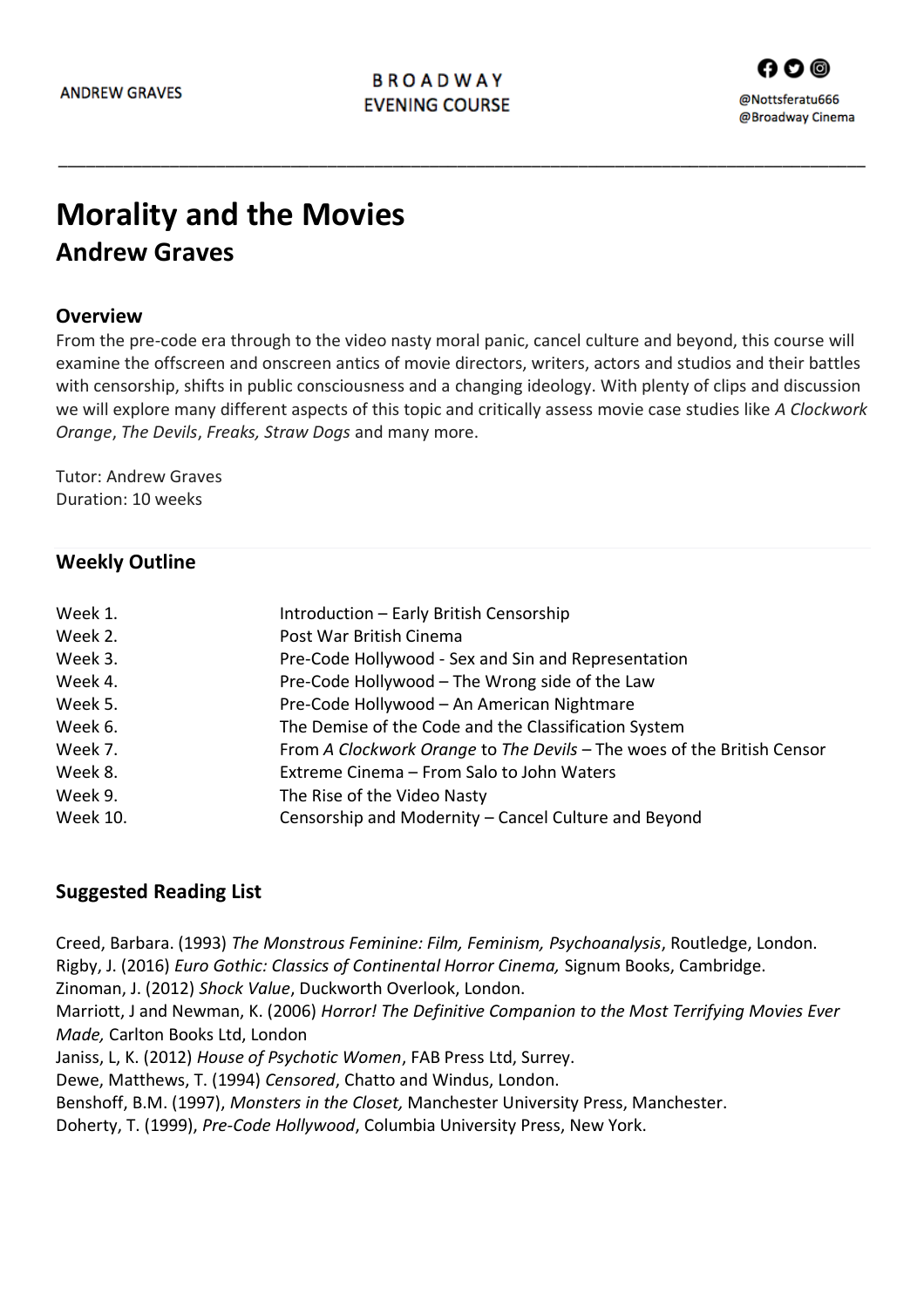# Morality and the Movies
## Andrew Graves

### Overview

From the pre-code era through to the video nasty moral panic, cancel culture and beyond, this course will examine the offscreen and onscreen antics of movie directors, writers, actors and studios and their battles with censorship, shifts in public consciousness and a changing ideology. With plenty of clips and discussion we will explore many different aspects of this topic and critically assess movie case studies like *A Clockwork Orange*, *The Devils*, *Freaks, Straw Dogs* and many more.

Tutor: Andrew Graves
Duration: 10 weeks

### Weekly Outline

| | |
|---|---|
| Week 1. | Introduction – Early British Censorship |
| Week 2. | Post War British Cinema |
| Week 3. | Pre-Code Hollywood - Sex and Sin and Representation |
| Week 4. | Pre-Code Hollywood – The Wrong side of the Law |
| Week 5. | Pre-Code Hollywood – An American Nightmare |
| Week 6. | The Demise of the Code and the Classification System |
| Week 7. | From *A Clockwork Orange* to *The Devils* – The woes of the British Censor |
| Week 8. | Extreme Cinema – From Salo to John Waters |
| Week 9. | The Rise of the Video Nasty |
| Week 10. | Censorship and Modernity – Cancel Culture and Beyond |

### Suggested Reading List

Creed, Barbara. (1993) *The Monstrous Feminine: Film, Feminism, Psychoanalysis*, Routledge, London.
Rigby, J. (2016) *Euro Gothic: Classics of Continental Horror Cinema,* Signum Books, Cambridge.
Zinoman, J. (2012) *Shock Value*, Duckworth Overlook, London.
Marriott, J and Newman, K. (2006) *Horror! The Definitive Companion to the Most Terrifying Movies Ever Made,* Carlton Books Ltd, London
Janiss, L, K. (2012) *House of Psychotic Women*, FAB Press Ltd, Surrey.
Dewe, Matthews, T. (1994) *Censored*, Chatto and Windus, London.
Benshoff, B.M. (1997), *Monsters in the Closet,* Manchester University Press, Manchester.
Doherty, T. (1999), *Pre-Code Hollywood*, Columbia University Press, New York.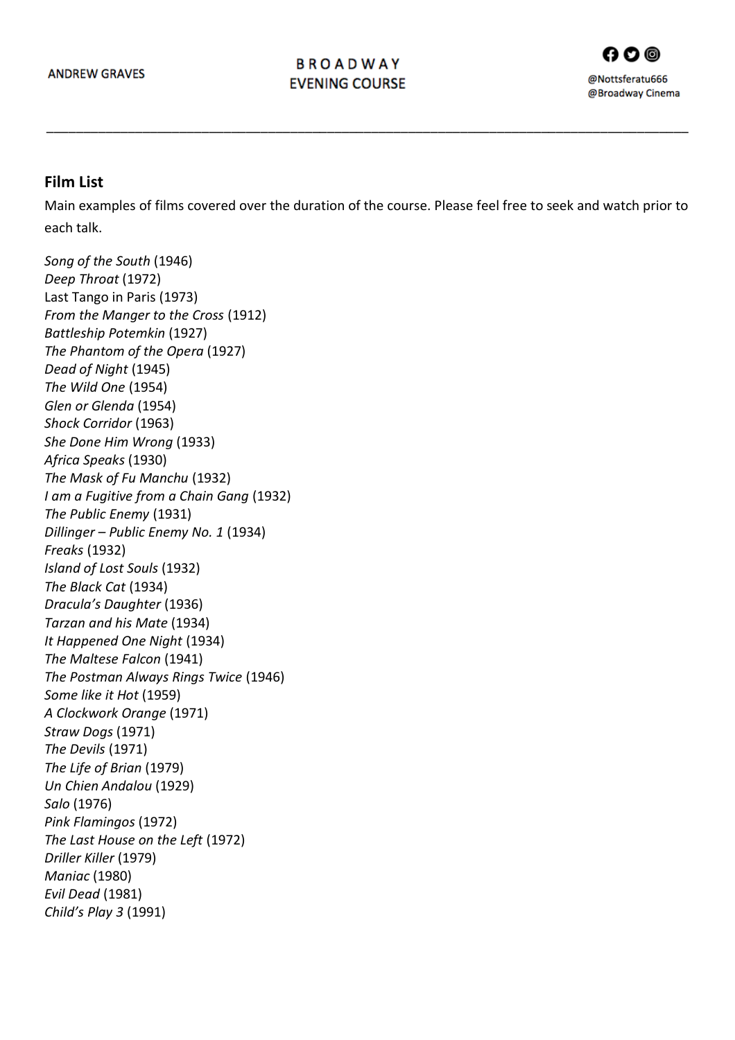## Film List

Main examples of films covered over the duration of the course. Please feel free to seek and watch prior to each talk.

*Song of the South* (1946)
*Deep Throat* (1972)
Last Tango in Paris (1973)
*From the Manger to the Cross* (1912)
*Battleship Potemkin* (1927)
*The Phantom of the Opera* (1927)
*Dead of Night* (1945)
*The Wild One* (1954)
*Glen or Glenda* (1954)
*Shock Corridor* (1963)
*She Done Him Wrong* (1933)
*Africa Speaks* (1930)
*The Mask of Fu Manchu* (1932)
*I am a Fugitive from a Chain Gang* (1932)
*The Public Enemy* (1931)
*Dillinger – Public Enemy No. 1* (1934)
*Freaks* (1932)
*Island of Lost Souls* (1932)
*The Black Cat* (1934)
*Dracula's Daughter* (1936)
*Tarzan and his Mate* (1934)
*It Happened One Night* (1934)
*The Maltese Falcon* (1941)
*The Postman Always Rings Twice* (1946)
*Some like it Hot* (1959)
*A Clockwork Orange* (1971)
*Straw Dogs* (1971)
*The Devils* (1971)
*The Life of Brian* (1979)
*Un Chien Andalou* (1929)
*Salo* (1976)
*Pink Flamingos* (1972)
*The Last House on the Left* (1972)
*Driller Killer* (1979)
*Maniac* (1980)
*Evil Dead* (1981)
*Child's Play 3* (1991)